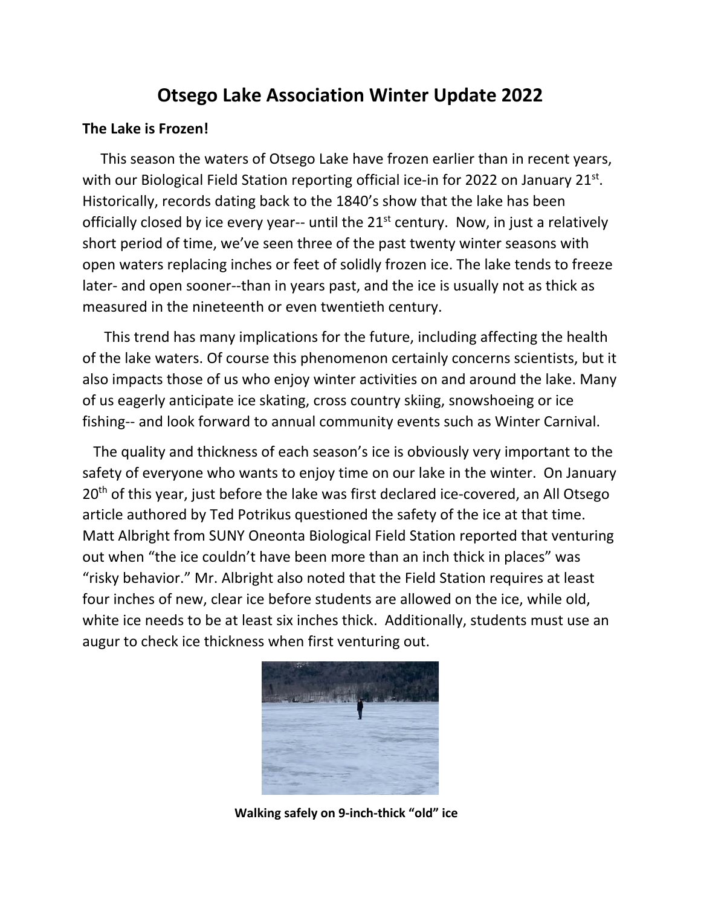# Otsego Lake Association Winter Update 2022

**The Lake is Frozen!**

This season the waters of Otsego Lake have frozen earlier than in recent years, with our Biological Field Station reporting official ice-in for 2022 on January 21st. Historically, records dating back to the 1840's show that the lake has been officially closed by ice every year-- until the 21st century. Now, in just a relatively short period of time, we've seen three of the past twenty winter seasons with open waters replacing inches or feet of solidly frozen ice. The lake tends to freeze later- and open sooner--than in years past, and the ice is usually not as thick as measured in the nineteenth or even twentieth century.

This trend has many implications for the future, including affecting the health of the lake waters. Of course this phenomenon certainly concerns scientists, but it also impacts those of us who enjoy winter activities on and around the lake. Many of us eagerly anticipate ice skating, cross country skiing, snowshoeing or ice fishing-- and look forward to annual community events such as Winter Carnival.

The quality and thickness of each season's ice is obviously very important to the safety of everyone who wants to enjoy time on our lake in the winter. On January 20th of this year, just before the lake was first declared ice-covered, an All Otsego article authored by Ted Potrikus questioned the safety of the ice at that time. Matt Albright from SUNY Oneonta Biological Field Station reported that venturing out when "the ice couldn't have been more than an inch thick in places" was "risky behavior." Mr. Albright also noted that the Field Station requires at least four inches of new, clear ice before students are allowed on the ice, while old, white ice needs to be at least six inches thick. Additionally, students must use an augur to check ice thickness when first venturing out.

**Walking safely on 9-inch-thick "old" ice**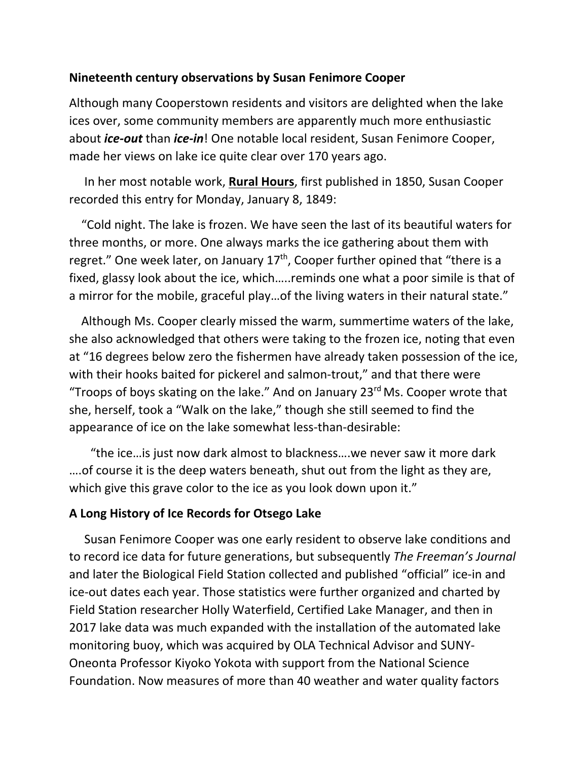## Nineteenth century observations by Susan Fenimore Cooper

Although many Cooperstown residents and visitors are delighted when the lake ices over, some community members are apparently much more enthusiastic about ***ice-out*** than ***ice-in***! One notable local resident, Susan Fenimore Cooper, made her views on lake ice quite clear over 170 years ago.

In her most notable work, **Rural Hours**, first published in 1850, Susan Cooper recorded this entry for Monday, January 8, 1849:

"Cold night. The lake is frozen. We have seen the last of its beautiful waters for three months, or more. One always marks the ice gathering about them with regret." One week later, on January 17th, Cooper further opined that "there is a fixed, glassy look about the ice, which…..reminds one what a poor simile is that of a mirror for the mobile, graceful play…of the living waters in their natural state."

Although Ms. Cooper clearly missed the warm, summertime waters of the lake, she also acknowledged that others were taking to the frozen ice, noting that even at "16 degrees below zero the fishermen have already taken possession of the ice, with their hooks baited for pickerel and salmon-trout," and that there were "Troops of boys skating on the lake." And on January 23rd Ms. Cooper wrote that she, herself, took a "Walk on the lake," though she still seemed to find the appearance of ice on the lake somewhat less-than-desirable:

"the ice…is just now dark almost to blackness….we never saw it more dark ….of course it is the deep waters beneath, shut out from the light as they are, which give this grave color to the ice as you look down upon it."

## A Long History of Ice Records for Otsego Lake

Susan Fenimore Cooper was one early resident to observe lake conditions and to record ice data for future generations, but subsequently *The Freeman's Journal* and later the Biological Field Station collected and published "official" ice-in and ice-out dates each year. Those statistics were further organized and charted by Field Station researcher Holly Waterfield, Certified Lake Manager, and then in 2017 lake data was much expanded with the installation of the automated lake monitoring buoy, which was acquired by OLA Technical Advisor and SUNY-Oneonta Professor Kiyoko Yokota with support from the National Science Foundation. Now measures of more than 40 weather and water quality factors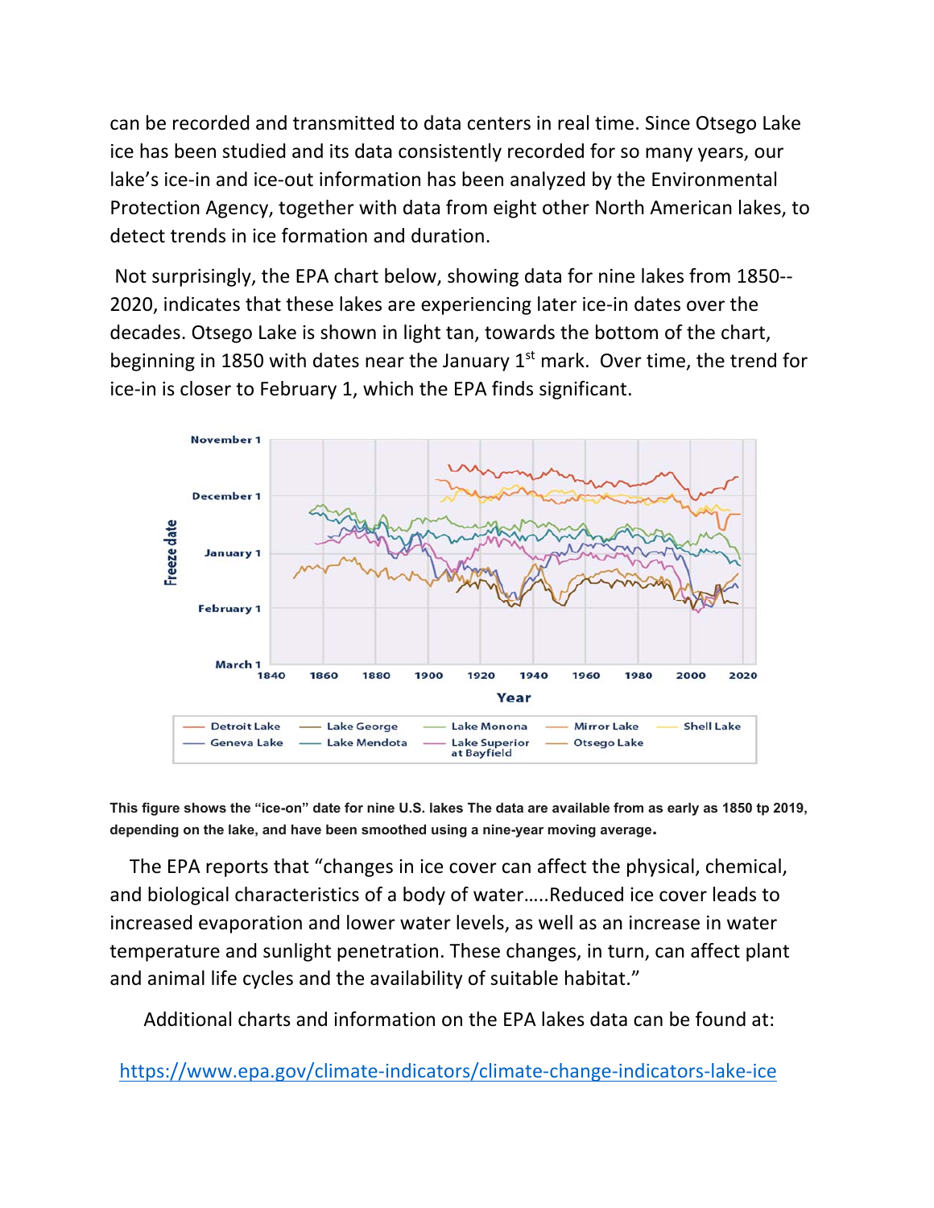can be recorded and transmitted to data centers in real time. Since Otsego Lake ice has been studied and its data consistently recorded for so many years, our lake's ice-in and ice-out information has been analyzed by the Environmental Protection Agency, together with data from eight other North American lakes, to detect trends in ice formation and duration.

Not surprisingly, the EPA chart below, showing data for nine lakes from 1850--2020, indicates that these lakes are experiencing later ice-in dates over the decades. Otsego Lake is shown in light tan, towards the bottom of the chart, beginning in 1850 with dates near the January 1st mark. Over time, the trend for ice-in is closer to February 1, which the EPA finds significant.

**This figure shows the "ice-on" date for nine U.S. lakes The data are available from as early as 1850 tp 2019, depending on the lake, and have been smoothed using a nine-year moving average.**

The EPA reports that "changes in ice cover can affect the physical, chemical, and biological characteristics of a body of water…..Reduced ice cover leads to increased evaporation and lower water levels, as well as an increase in water temperature and sunlight penetration. These changes, in turn, can affect plant and animal life cycles and the availability of suitable habitat."

Additional charts and information on the EPA lakes data can be found at:

https://www.epa.gov/climate-indicators/climate-change-indicators-lake-ice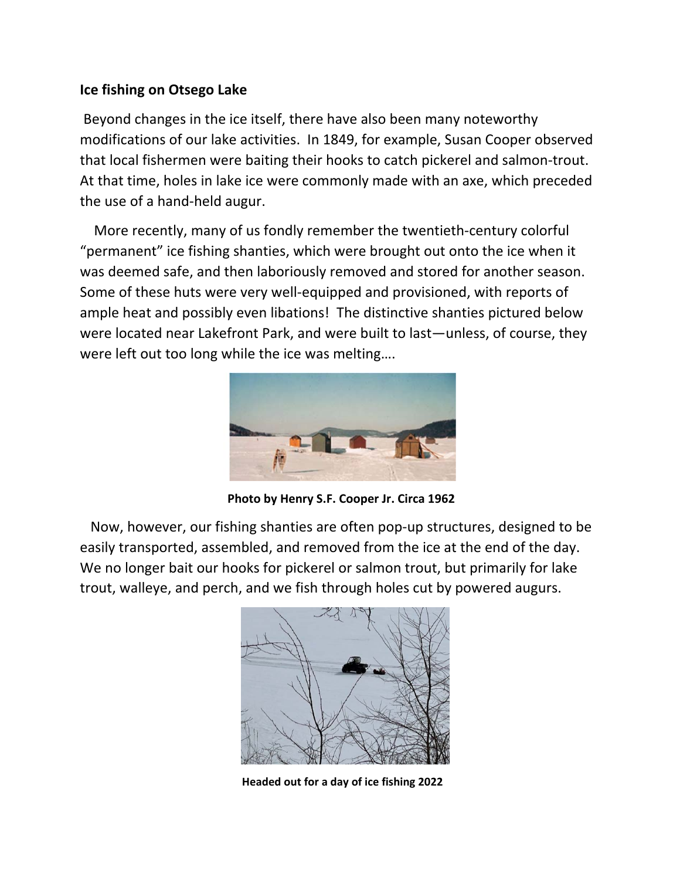**Ice fishing on Otsego Lake**

Beyond changes in the ice itself, there have also been many noteworthy modifications of our lake activities. In 1849, for example, Susan Cooper observed that local fishermen were baiting their hooks to catch pickerel and salmon-trout. At that time, holes in lake ice were commonly made with an axe, which preceded the use of a hand-held augur.

More recently, many of us fondly remember the twentieth-century colorful "permanent" ice fishing shanties, which were brought out onto the ice when it was deemed safe, and then laboriously removed and stored for another season. Some of these huts were very well-equipped and provisioned, with reports of ample heat and possibly even libations! The distinctive shanties pictured below were located near Lakefront Park, and were built to last—unless, of course, they were left out too long while the ice was melting….

**Photo by Henry S.F. Cooper Jr. Circa 1962**

Now, however, our fishing shanties are often pop-up structures, designed to be easily transported, assembled, and removed from the ice at the end of the day. We no longer bait our hooks for pickerel or salmon trout, but primarily for lake trout, walleye, and perch, and we fish through holes cut by powered augurs.

**Headed out for a day of ice fishing 2022**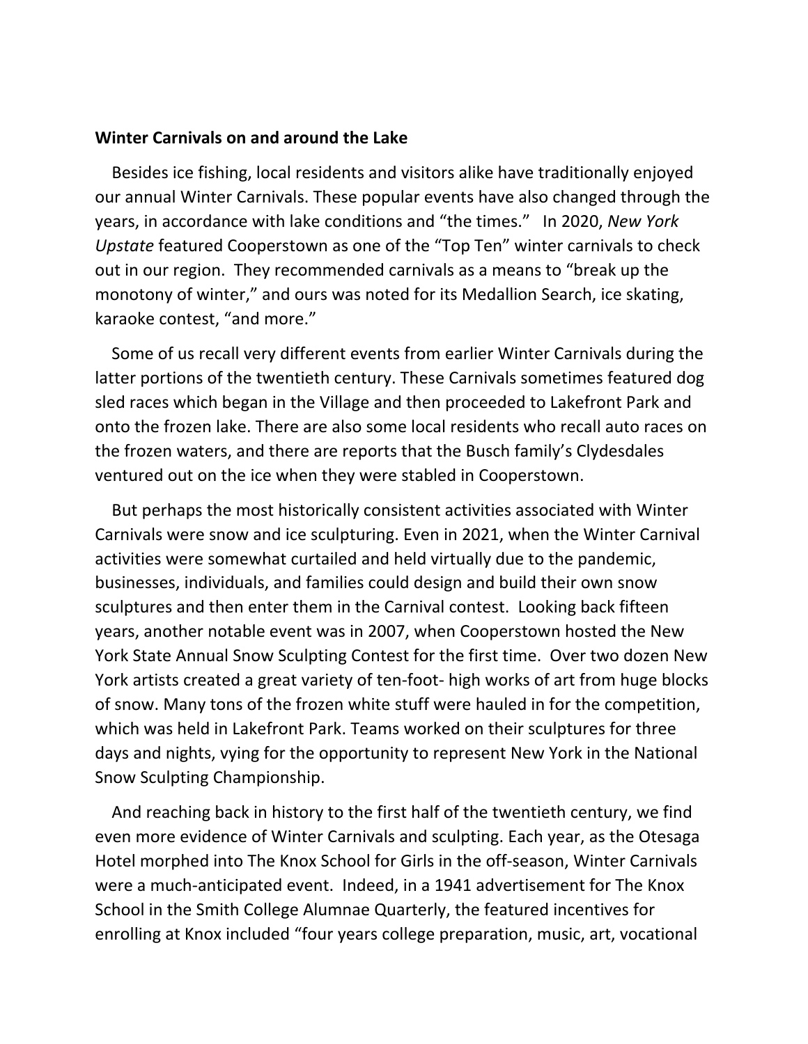**Winter Carnivals on and around the Lake**

Besides ice fishing, local residents and visitors alike have traditionally enjoyed our annual Winter Carnivals. These popular events have also changed through the years, in accordance with lake conditions and "the times." In 2020, *New York Upstate* featured Cooperstown as one of the "Top Ten" winter carnivals to check out in our region. They recommended carnivals as a means to "break up the monotony of winter," and ours was noted for its Medallion Search, ice skating, karaoke contest, "and more."

Some of us recall very different events from earlier Winter Carnivals during the latter portions of the twentieth century. These Carnivals sometimes featured dog sled races which began in the Village and then proceeded to Lakefront Park and onto the frozen lake. There are also some local residents who recall auto races on the frozen waters, and there are reports that the Busch family's Clydesdales ventured out on the ice when they were stabled in Cooperstown.

But perhaps the most historically consistent activities associated with Winter Carnivals were snow and ice sculpturing. Even in 2021, when the Winter Carnival activities were somewhat curtailed and held virtually due to the pandemic, businesses, individuals, and families could design and build their own snow sculptures and then enter them in the Carnival contest. Looking back fifteen years, another notable event was in 2007, when Cooperstown hosted the New York State Annual Snow Sculpting Contest for the first time. Over two dozen New York artists created a great variety of ten-foot- high works of art from huge blocks of snow. Many tons of the frozen white stuff were hauled in for the competition, which was held in Lakefront Park. Teams worked on their sculptures for three days and nights, vying for the opportunity to represent New York in the National Snow Sculpting Championship.

And reaching back in history to the first half of the twentieth century, we find even more evidence of Winter Carnivals and sculpting. Each year, as the Otesaga Hotel morphed into The Knox School for Girls in the off-season, Winter Carnivals were a much-anticipated event. Indeed, in a 1941 advertisement for The Knox School in the Smith College Alumnae Quarterly, the featured incentives for enrolling at Knox included "four years college preparation, music, art, vocational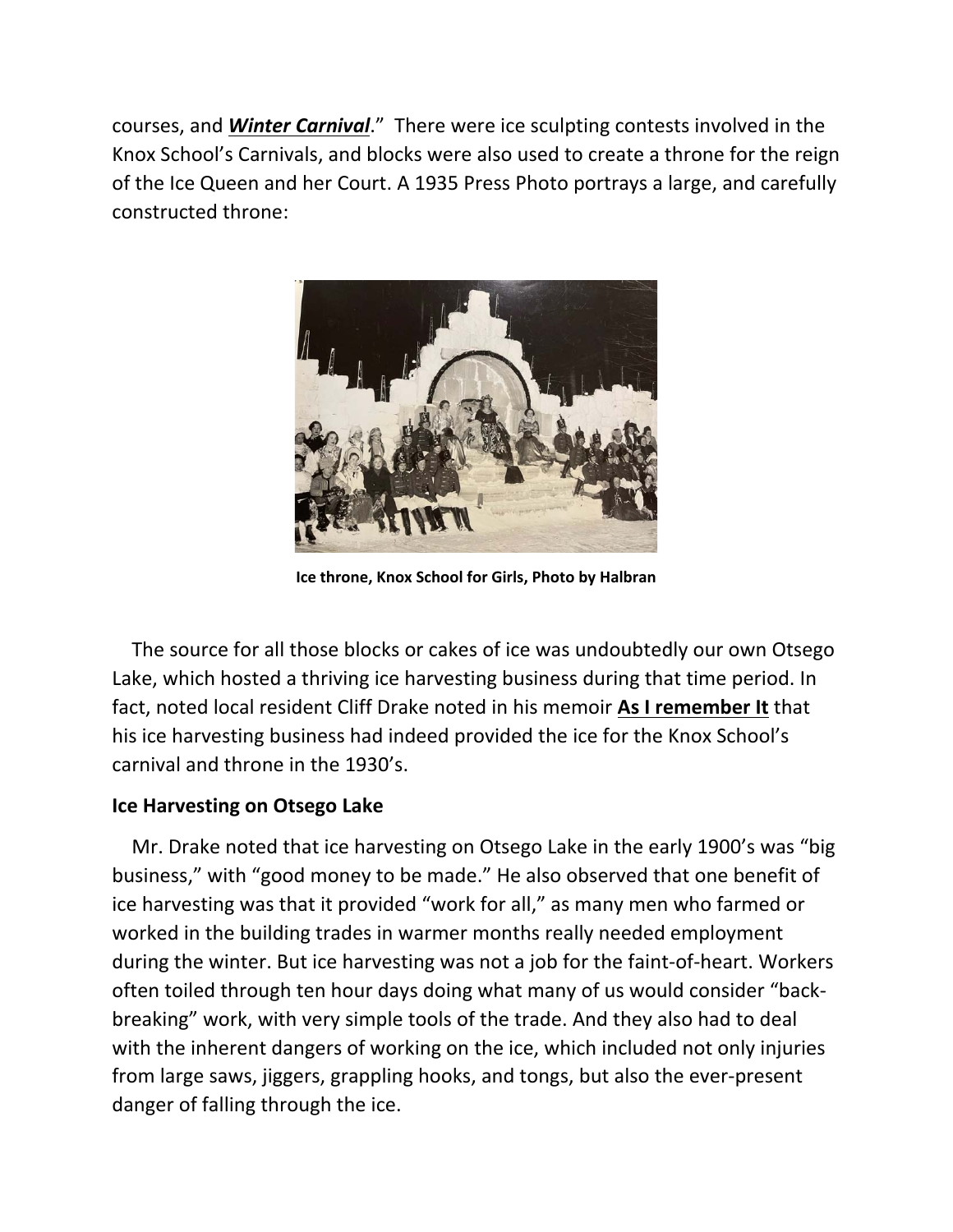courses, and ***Winter Carnival***." There were ice sculpting contests involved in the Knox School's Carnivals, and blocks were also used to create a throne for the reign of the Ice Queen and her Court. A 1935 Press Photo portrays a large, and carefully constructed throne:

**Ice throne, Knox School for Girls, Photo by Halbran**

The source for all those blocks or cakes of ice was undoubtedly our own Otsego Lake, which hosted a thriving ice harvesting business during that time period. In fact, noted local resident Cliff Drake noted in his memoir **As I remember It** that his ice harvesting business had indeed provided the ice for the Knox School's carnival and throne in the 1930's.

### Ice Harvesting on Otsego Lake

Mr. Drake noted that ice harvesting on Otsego Lake in the early 1900's was "big business," with "good money to be made." He also observed that one benefit of ice harvesting was that it provided "work for all," as many men who farmed or worked in the building trades in warmer months really needed employment during the winter. But ice harvesting was not a job for the faint-of-heart. Workers often toiled through ten hour days doing what many of us would consider "back-breaking" work, with very simple tools of the trade. And they also had to deal with the inherent dangers of working on the ice, which included not only injuries from large saws, jiggers, grappling hooks, and tongs, but also the ever-present danger of falling through the ice.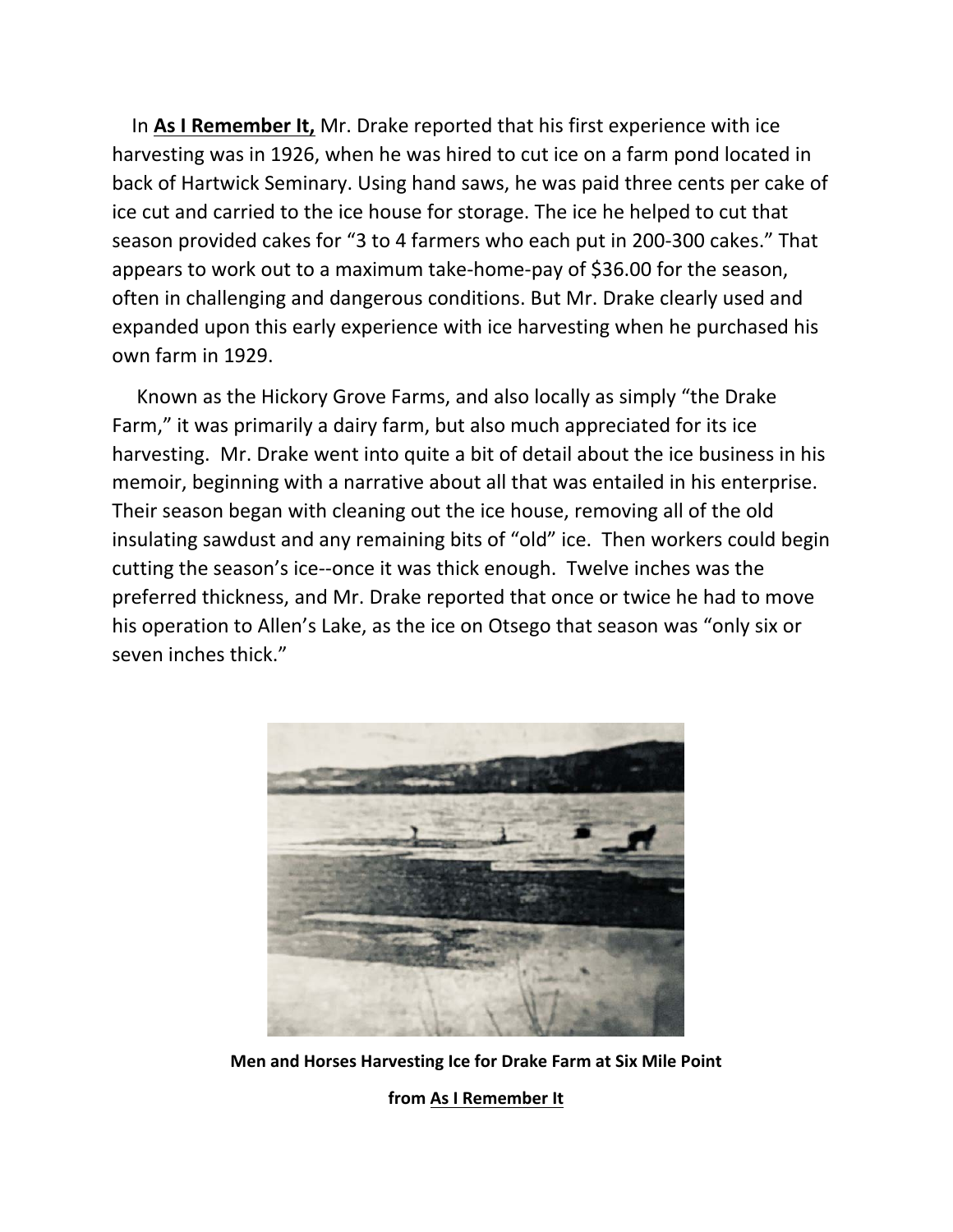In **<u>As I Remember It,</u>** Mr. Drake reported that his first experience with ice harvesting was in 1926, when he was hired to cut ice on a farm pond located in back of Hartwick Seminary. Using hand saws, he was paid three cents per cake of ice cut and carried to the ice house for storage. The ice he helped to cut that season provided cakes for "3 to 4 farmers who each put in 200-300 cakes." That appears to work out to a maximum take-home-pay of $36.00 for the season, often in challenging and dangerous conditions. But Mr. Drake clearly used and expanded upon this early experience with ice harvesting when he purchased his own farm in 1929.

Known as the Hickory Grove Farms, and also locally as simply "the Drake Farm," it was primarily a dairy farm, but also much appreciated for its ice harvesting. Mr. Drake went into quite a bit of detail about the ice business in his memoir, beginning with a narrative about all that was entailed in his enterprise. Their season began with cleaning out the ice house, removing all of the old insulating sawdust and any remaining bits of "old" ice. Then workers could begin cutting the season's ice--once it was thick enough. Twelve inches was the preferred thickness, and Mr. Drake reported that once or twice he had to move his operation to Allen's Lake, as the ice on Otsego that season was "only six or seven inches thick."

**Men and Horses Harvesting Ice for Drake Farm at Six Mile Point**

**from <u>As I Remember It</u>**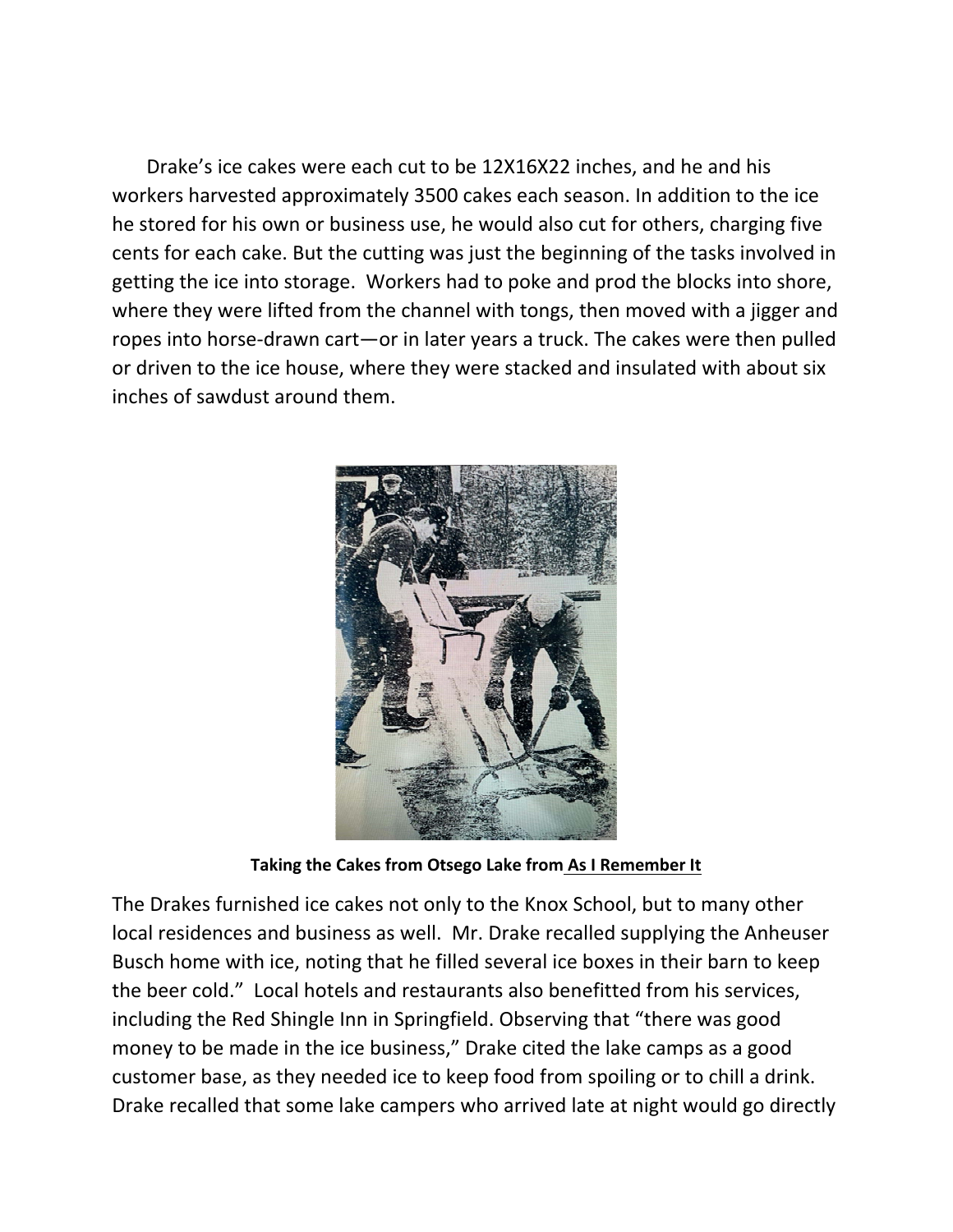Drake's ice cakes were each cut to be 12X16X22 inches, and he and his workers harvested approximately 3500 cakes each season. In addition to the ice he stored for his own or business use, he would also cut for others, charging five cents for each cake. But the cutting was just the beginning of the tasks involved in getting the ice into storage. Workers had to poke and prod the blocks into shore, where they were lifted from the channel with tongs, then moved with a jigger and ropes into horse-drawn cart—or in later years a truck. The cakes were then pulled or driven to the ice house, where they were stacked and insulated with about six inches of sawdust around them.

**Taking the Cakes from Otsego Lake from As I Remember It**

The Drakes furnished ice cakes not only to the Knox School, but to many other local residences and business as well. Mr. Drake recalled supplying the Anheuser Busch home with ice, noting that he filled several ice boxes in their barn to keep the beer cold." Local hotels and restaurants also benefitted from his services, including the Red Shingle Inn in Springfield. Observing that "there was good money to be made in the ice business," Drake cited the lake camps as a good customer base, as they needed ice to keep food from spoiling or to chill a drink. Drake recalled that some lake campers who arrived late at night would go directly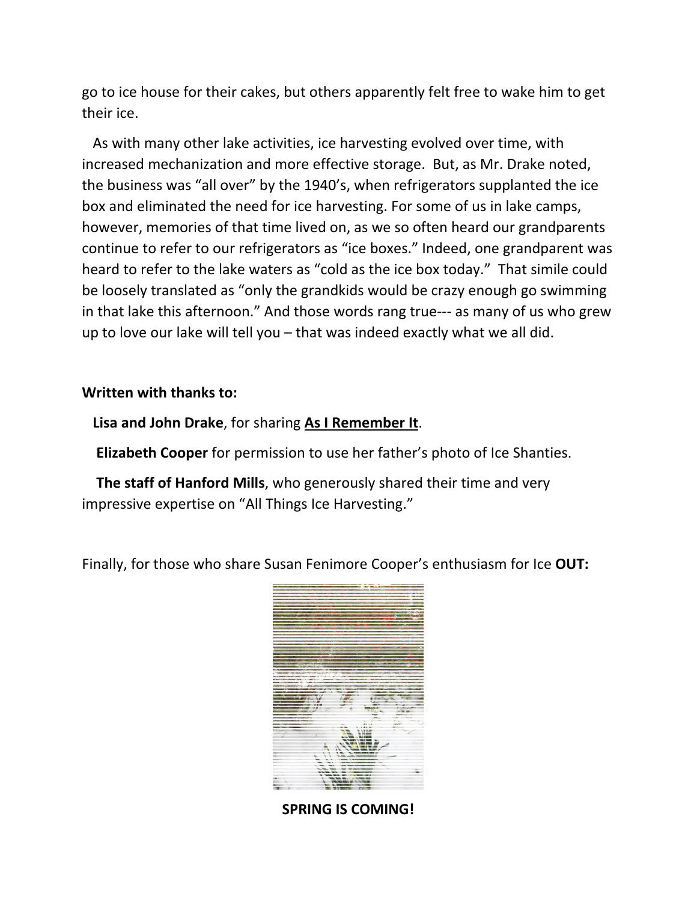go to ice house for their cakes, but others apparently felt free to wake him to get their ice.

As with many other lake activities, ice harvesting evolved over time, with increased mechanization and more effective storage. But, as Mr. Drake noted, the business was "all over" by the 1940's, when refrigerators supplanted the ice box and eliminated the need for ice harvesting. For some of us in lake camps, however, memories of that time lived on, as we so often heard our grandparents continue to refer to our refrigerators as "ice boxes." Indeed, one grandparent was heard to refer to the lake waters as "cold as the ice box today." That simile could be loosely translated as "only the grandkids would be crazy enough go swimming in that lake this afternoon." And those words rang true--- as many of us who grew up to love our lake will tell you – that was indeed exactly what we all did.

**Written with thanks to:**

**Lisa and John Drake**, for sharing **As I Remember It**.

**Elizabeth Cooper** for permission to use her father's photo of Ice Shanties.

**The staff of Hanford Mills**, who generously shared their time and very impressive expertise on "All Things Ice Harvesting."

Finally, for those who share Susan Fenimore Cooper's enthusiasm for Ice **OUT:**

**SPRING IS COMING!**